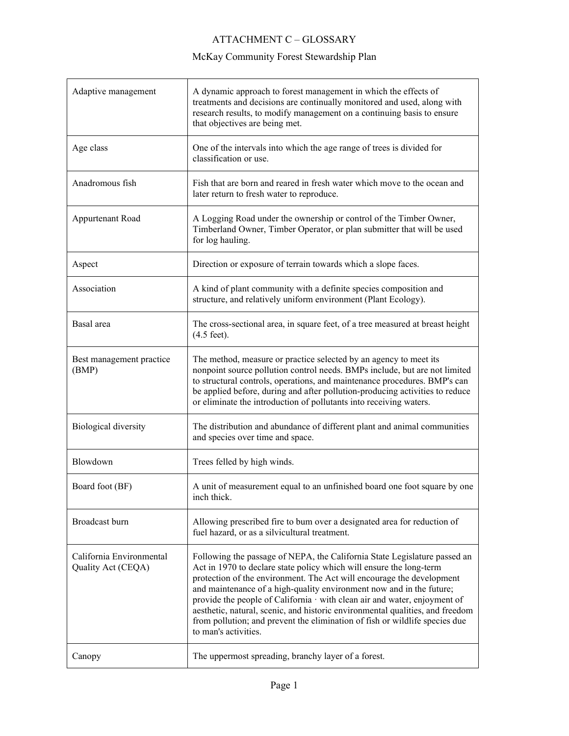# ATTACHMENT C – GLOSSARY

## McKay Community Forest Stewardship Plan

| | |
|---|---|
| Adaptive management | A dynamic approach to forest management in which the effects of treatments and decisions are continually monitored and used, along with research results, to modify management on a continuing basis to ensure that objectives are being met. |
| Age class | One of the intervals into which the age range of trees is divided for classification or use. |
| Anadromous fish | Fish that are born and reared in fresh water which move to the ocean and later return to fresh water to reproduce. |
| Appurtenant Road | A Logging Road under the ownership or control of the Timber Owner, Timberland Owner, Timber Operator, or plan submitter that will be used for log hauling. |
| Aspect | Direction or exposure of terrain towards which a slope faces. |
| Association | A kind of plant community with a definite species composition and structure, and relatively uniform environment (Plant Ecology). |
| Basal area | The cross-sectional area, in square feet, of a tree measured at breast height (4.5 feet). |
| Best management practice (BMP) | The method, measure or practice selected by an agency to meet its nonpoint source pollution control needs. BMPs include, but are not limited to structural controls, operations, and maintenance procedures. BMP's can be applied before, during and after pollution-producing activities to reduce or eliminate the introduction of pollutants into receiving waters. |
| Biological diversity | The distribution and abundance of different plant and animal communities and species over time and space. |
| Blowdown | Trees felled by high winds. |
| Board foot (BF) | A unit of measurement equal to an unfinished board one foot square by one inch thick. |
| Broadcast burn | Allowing prescribed fire to bum over a designated area for reduction of fuel hazard, or as a silvicultural treatment. |
| California Environmental Quality Act (CEQA) | Following the passage of NEPA, the California State Legislature passed an Act in 1970 to declare state policy which will ensure the long-term protection of the environment. The Act will encourage the development and maintenance of a high-quality environment now and in the future; provide the people of California · with clean air and water, enjoyment of aesthetic, natural, scenic, and historic environmental qualities, and freedom from pollution; and prevent the elimination of fish or wildlife species due to man's activities. |
| Canopy | The uppermost spreading, branchy layer of a forest. |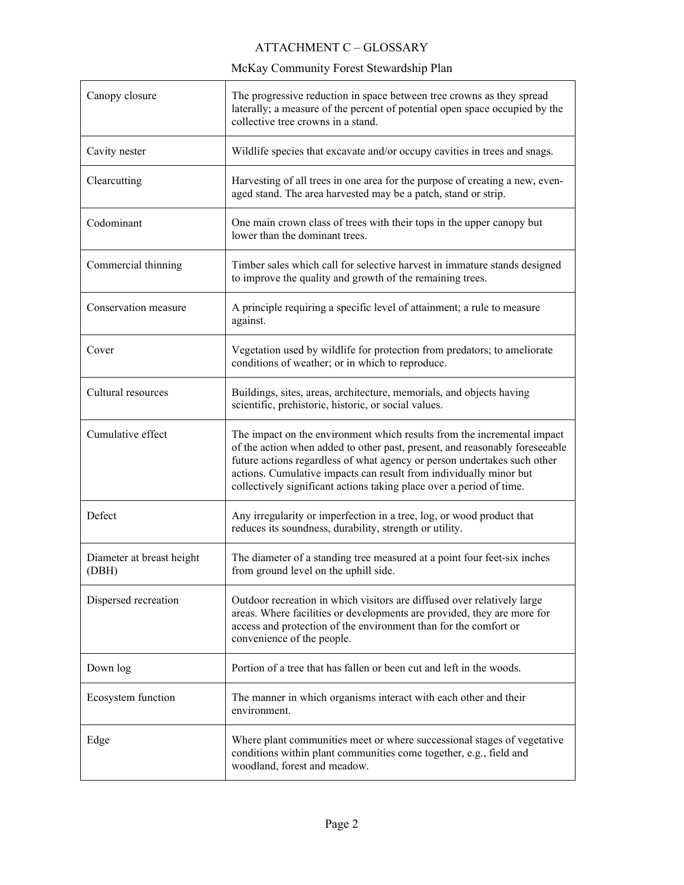ATTACHMENT C – GLOSSARY

McKay Community Forest Stewardship Plan

| | |
|---|---|
| Canopy closure | The progressive reduction in space between tree crowns as they spread laterally; a measure of the percent of potential open space occupied by the collective tree crowns in a stand. |
| Cavity nester | Wildlife species that excavate and/or occupy cavities in trees and snags. |
| Clearcutting | Harvesting of all trees in one area for the purpose of creating a new, even-aged stand. The area harvested may be a patch, stand or strip. |
| Codominant | One main crown class of trees with their tops in the upper canopy but lower than the dominant trees. |
| Commercial thinning | Timber sales which call for selective harvest in immature stands designed to improve the quality and growth of the remaining trees. |
| Conservation measure | A principle requiring a specific level of attainment; a rule to measure against. |
| Cover | Vegetation used by wildlife for protection from predators; to ameliorate conditions of weather; or in which to reproduce. |
| Cultural resources | Buildings, sites, areas, architecture, memorials, and objects having scientific, prehistoric, historic, or social values. |
| Cumulative effect | The impact on the environment which results from the incremental impact of the action when added to other past, present, and reasonably foreseeable future actions regardless of what agency or person undertakes such other actions. Cumulative impacts can result from individually minor but collectively significant actions taking place over a period of time. |
| Defect | Any irregularity or imperfection in a tree, log, or wood product that reduces its soundness, durability, strength or utility. |
| Diameter at breast height (DBH) | The diameter of a standing tree measured at a point four feet-six inches from ground level on the uphill side. |
| Dispersed recreation | Outdoor recreation in which visitors are diffused over relatively large areas. Where facilities or developments are provided, they are more for access and protection of the environment than for the comfort or convenience of the people. |
| Down log | Portion of a tree that has fallen or been cut and left in the woods. |
| Ecosystem function | The manner in which organisms interact with each other and their environment. |
| Edge | Where plant communities meet or where successional stages of vegetative conditions within plant communities come together, e.g., field and woodland, forest and meadow. |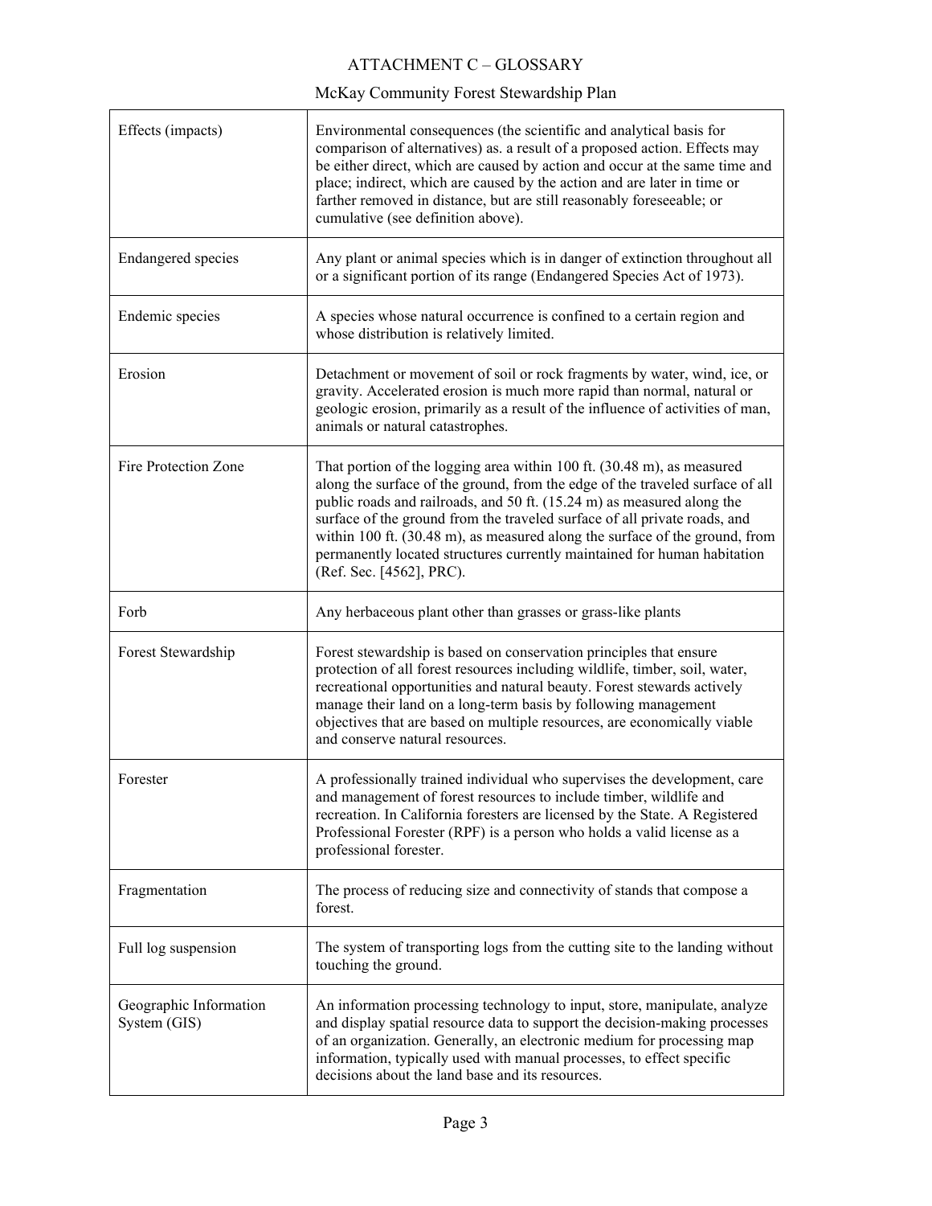| | |
|---|---|
| Effects (impacts) | Environmental consequences (the scientific and analytical basis for comparison of alternatives) as. a result of a proposed action. Effects may be either direct, which are caused by action and occur at the same time and place; indirect, which are caused by the action and are later in time or farther removed in distance, but are still reasonably foreseeable; or cumulative (see definition above). |
| Endangered species | Any plant or animal species which is in danger of extinction throughout all or a significant portion of its range (Endangered Species Act of 1973). |
| Endemic species | A species whose natural occurrence is confined to a certain region and whose distribution is relatively limited. |
| Erosion | Detachment or movement of soil or rock fragments by water, wind, ice, or gravity. Accelerated erosion is much more rapid than normal, natural or geologic erosion, primarily as a result of the influence of activities of man, animals or natural catastrophes. |
| Fire Protection Zone | That portion of the logging area within 100 ft. (30.48 m), as measured along the surface of the ground, from the edge of the traveled surface of all public roads and railroads, and 50 ft. (15.24 m) as measured along the surface of the ground from the traveled surface of all private roads, and within 100 ft. (30.48 m), as measured along the surface of the ground, from permanently located structures currently maintained for human habitation (Ref. Sec. [4562], PRC). |
| Forb | Any herbaceous plant other than grasses or grass-like plants |
| Forest Stewardship | Forest stewardship is based on conservation principles that ensure protection of all forest resources including wildlife, timber, soil, water, recreational opportunities and natural beauty. Forest stewards actively manage their land on a long-term basis by following management objectives that are based on multiple resources, are economically viable and conserve natural resources. |
| Forester | A professionally trained individual who supervises the development, care and management of forest resources to include timber, wildlife and recreation. In California foresters are licensed by the State. A Registered Professional Forester (RPF) is a person who holds a valid license as a professional forester. |
| Fragmentation | The process of reducing size and connectivity of stands that compose a forest. |
| Full log suspension | The system of transporting logs from the cutting site to the landing without touching the ground. |
| Geographic Information System (GIS) | An information processing technology to input, store, manipulate, analyze and display spatial resource data to support the decision-making processes of an organization. Generally, an electronic medium for processing map information, typically used with manual processes, to effect specific decisions about the land base and its resources. |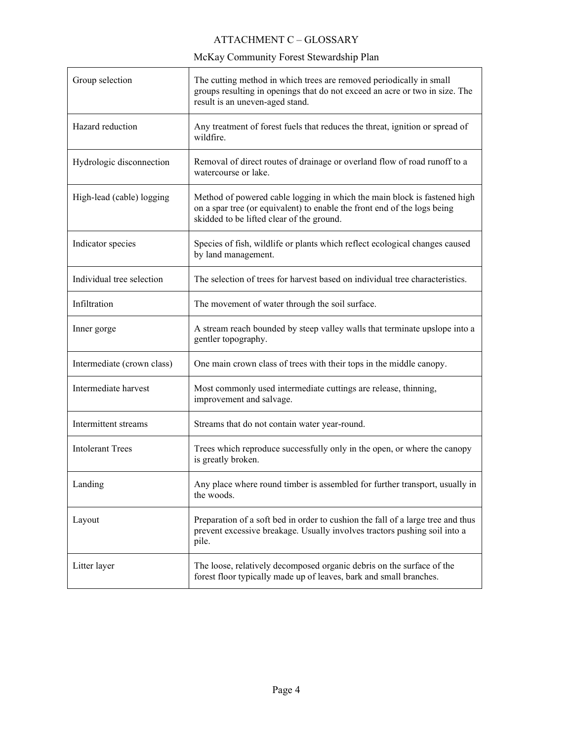ATTACHMENT C – GLOSSARY

McKay Community Forest Stewardship Plan

| | |
|---|---|
| Group selection | The cutting method in which trees are removed periodically in small groups resulting in openings that do not exceed an acre or two in size. The result is an uneven-aged stand. |
| Hazard reduction | Any treatment of forest fuels that reduces the threat, ignition or spread of wildfire. |
| Hydrologic disconnection | Removal of direct routes of drainage or overland flow of road runoff to a watercourse or lake. |
| High-lead (cable) logging | Method of powered cable logging in which the main block is fastened high on a spar tree (or equivalent) to enable the front end of the logs being skidded to be lifted clear of the ground. |
| Indicator species | Species of fish, wildlife or plants which reflect ecological changes caused by land management. |
| Individual tree selection | The selection of trees for harvest based on individual tree characteristics. |
| Infiltration | The movement of water through the soil surface. |
| Inner gorge | A stream reach bounded by steep valley walls that terminate upslope into a gentler topography. |
| Intermediate (crown class) | One main crown class of trees with their tops in the middle canopy. |
| Intermediate harvest | Most commonly used intermediate cuttings are release, thinning, improvement and salvage. |
| Intermittent streams | Streams that do not contain water year-round. |
| Intolerant Trees | Trees which reproduce successfully only in the open, or where the canopy is greatly broken. |
| Landing | Any place where round timber is assembled for further transport, usually in the woods. |
| Layout | Preparation of a soft bed in order to cushion the fall of a large tree and thus prevent excessive breakage. Usually involves tractors pushing soil into a pile. |
| Litter layer | The loose, relatively decomposed organic debris on the surface of the forest floor typically made up of leaves, bark and small branches. |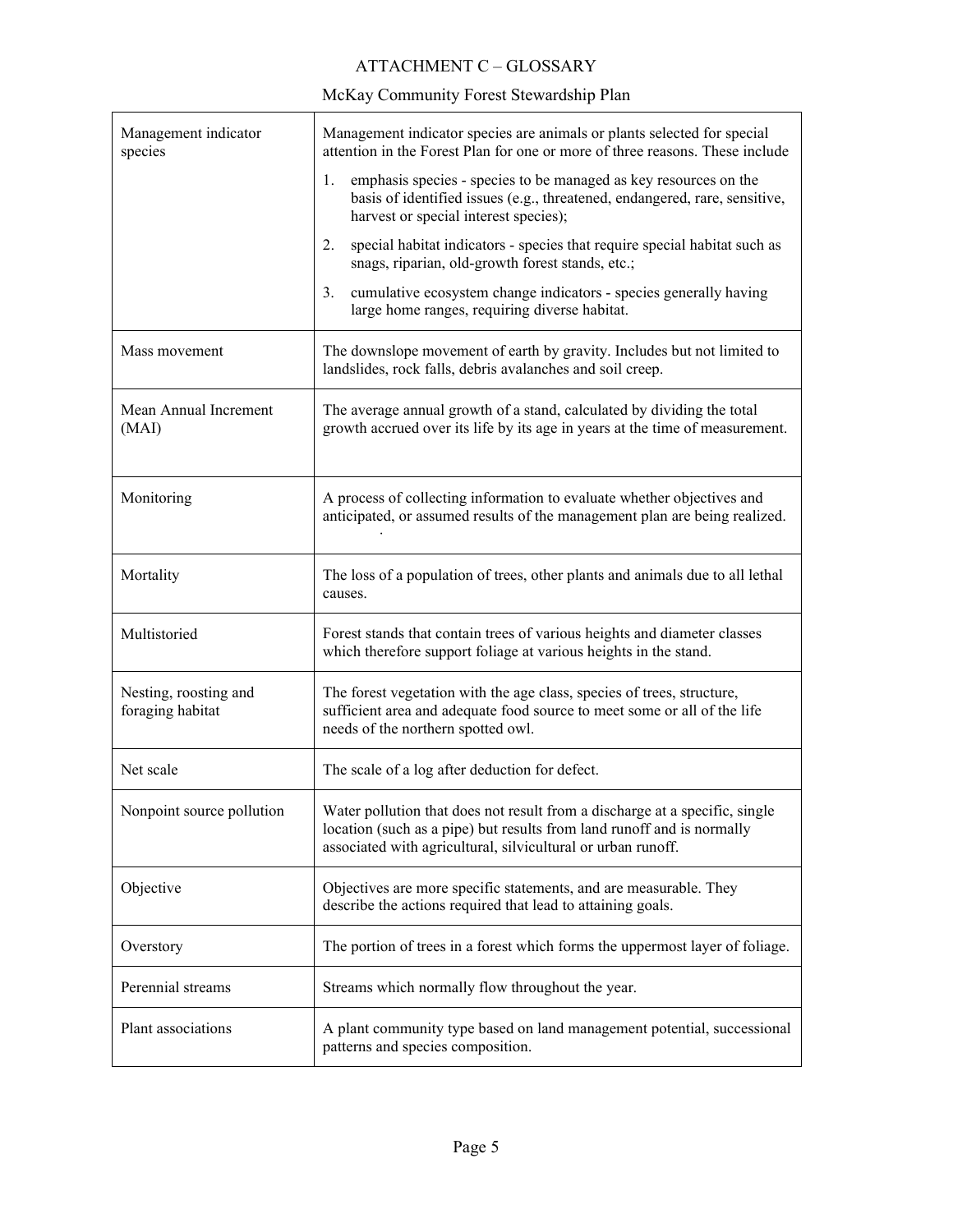ATTACHMENT C – GLOSSARY

McKay Community Forest Stewardship Plan

| Term | Definition |
|---|---|
| Management indicator species | Management indicator species are animals or plants selected for special attention in the Forest Plan for one or more of three reasons. These include<br>1. emphasis species - species to be managed as key resources on the basis of identified issues (e.g., threatened, endangered, rare, sensitive, harvest or special interest species);<br>2. special habitat indicators - species that require special habitat such as snags, riparian, old-growth forest stands, etc.;<br>3. cumulative ecosystem change indicators - species generally having large home ranges, requiring diverse habitat. |
| Mass movement | The downslope movement of earth by gravity. Includes but not limited to landslides, rock falls, debris avalanches and soil creep. |
| Mean Annual Increment (MAI) | The average annual growth of a stand, calculated by dividing the total growth accrued over its life by its age in years at the time of measurement. |
| Monitoring | A process of collecting information to evaluate whether objectives and anticipated, or assumed results of the management plan are being realized. |
| Mortality | The loss of a population of trees, other plants and animals due to all lethal causes. |
| Multistoried | Forest stands that contain trees of various heights and diameter classes which therefore support foliage at various heights in the stand. |
| Nesting, roosting and foraging habitat | The forest vegetation with the age class, species of trees, structure, sufficient area and adequate food source to meet some or all of the life needs of the northern spotted owl. |
| Net scale | The scale of a log after deduction for defect. |
| Nonpoint source pollution | Water pollution that does not result from a discharge at a specific, single location (such as a pipe) but results from land runoff and is normally associated with agricultural, silvicultural or urban runoff. |
| Objective | Objectives are more specific statements, and are measurable. They describe the actions required that lead to attaining goals. |
| Overstory | The portion of trees in a forest which forms the uppermost layer of foliage. |
| Perennial streams | Streams which normally flow throughout the year. |
| Plant associations | A plant community type based on land management potential, successional patterns and species composition. |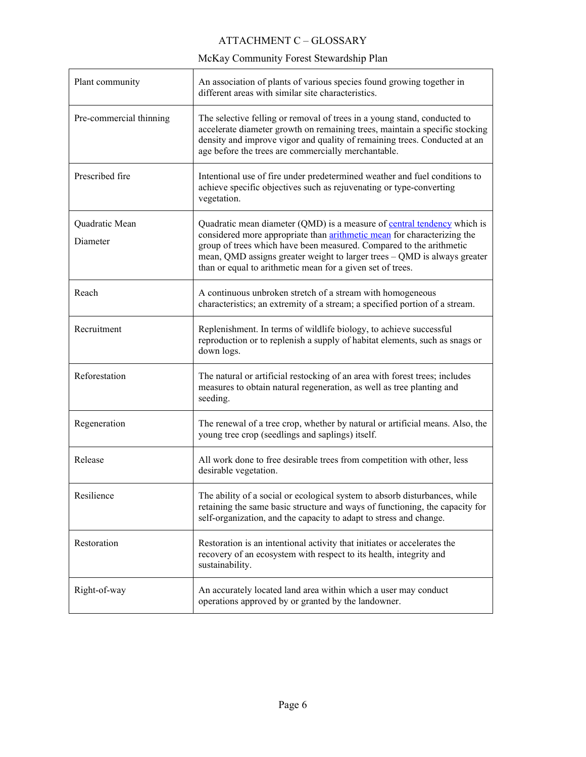ATTACHMENT C – GLOSSARY

McKay Community Forest Stewardship Plan

| | |
|---|---|
| Plant community | An association of plants of various species found growing together in different areas with similar site characteristics. |
| Pre-commercial thinning | The selective felling or removal of trees in a young stand, conducted to accelerate diameter growth on remaining trees, maintain a specific stocking density and improve vigor and quality of remaining trees. Conducted at an age before the trees are commercially merchantable. |
| Prescribed fire | Intentional use of fire under predetermined weather and fuel conditions to achieve specific objectives such as rejuvenating or type-converting vegetation. |
| Quadratic Mean Diameter | Quadratic mean diameter (QMD) is a measure of central tendency which is considered more appropriate than arithmetic mean for characterizing the group of trees which have been measured. Compared to the arithmetic mean, QMD assigns greater weight to larger trees – QMD is always greater than or equal to arithmetic mean for a given set of trees. |
| Reach | A continuous unbroken stretch of a stream with homogeneous characteristics; an extremity of a stream; a specified portion of a stream. |
| Recruitment | Replenishment. In terms of wildlife biology, to achieve successful reproduction or to replenish a supply of habitat elements, such as snags or down logs. |
| Reforestation | The natural or artificial restocking of an area with forest trees; includes measures to obtain natural regeneration, as well as tree planting and seeding. |
| Regeneration | The renewal of a tree crop, whether by natural or artificial means. Also, the young tree crop (seedlings and saplings) itself. |
| Release | All work done to free desirable trees from competition with other, less desirable vegetation. |
| Resilience | The ability of a social or ecological system to absorb disturbances, while retaining the same basic structure and ways of functioning, the capacity for self-organization, and the capacity to adapt to stress and change. |
| Restoration | Restoration is an intentional activity that initiates or accelerates the recovery of an ecosystem with respect to its health, integrity and sustainability. |
| Right-of-way | An accurately located land area within which a user may conduct operations approved by or granted by the landowner. |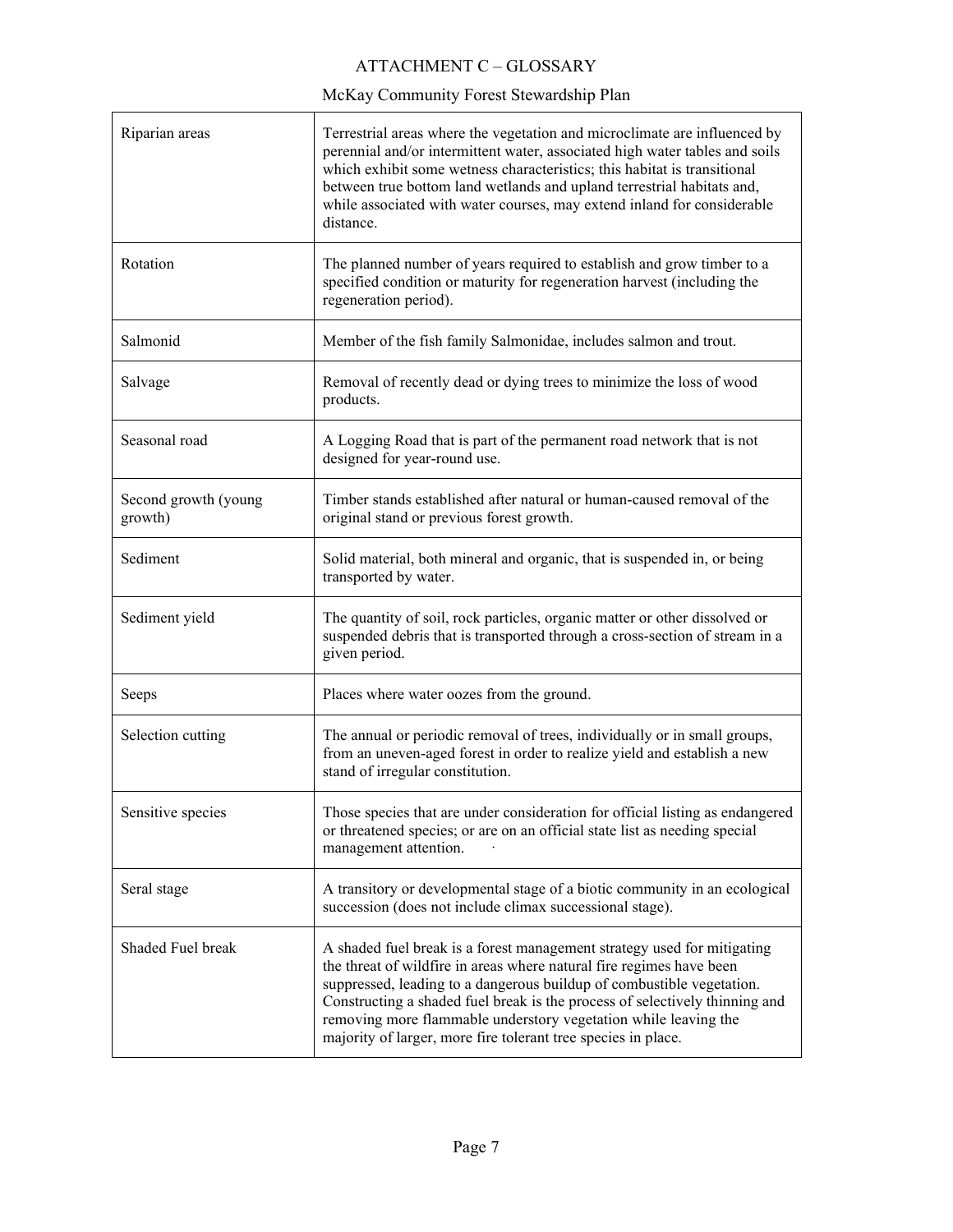| Term | Definition |
|---|---|
| Riparian areas | Terrestrial areas where the vegetation and microclimate are influenced by perennial and/or intermittent water, associated high water tables and soils which exhibit some wetness characteristics; this habitat is transitional between true bottom land wetlands and upland terrestrial habitats and, while associated with water courses, may extend inland for considerable distance. |
| Rotation | The planned number of years required to establish and grow timber to a specified condition or maturity for regeneration harvest (including the regeneration period). |
| Salmonid | Member of the fish family Salmonidae, includes salmon and trout. |
| Salvage | Removal of recently dead or dying trees to minimize the loss of wood products. |
| Seasonal road | A Logging Road that is part of the permanent road network that is not designed for year-round use. |
| Second growth (young growth) | Timber stands established after natural or human-caused removal of the original stand or previous forest growth. |
| Sediment | Solid material, both mineral and organic, that is suspended in, or being transported by water. |
| Sediment yield | The quantity of soil, rock particles, organic matter or other dissolved or suspended debris that is transported through a cross-section of stream in a given period. |
| Seeps | Places where water oozes from the ground. |
| Selection cutting | The annual or periodic removal of trees, individually or in small groups, from an uneven-aged forest in order to realize yield and establish a new stand of irregular constitution. |
| Sensitive species | Those species that are under consideration for official listing as endangered or threatened species; or are on an official state list as needing special management attention. |
| Seral stage | A transitory or developmental stage of a biotic community in an ecological succession (does not include climax successional stage). |
| Shaded Fuel break | A shaded fuel break is a forest management strategy used for mitigating the threat of wildfire in areas where natural fire regimes have been suppressed, leading to a dangerous buildup of combustible vegetation. Constructing a shaded fuel break is the process of selectively thinning and removing more flammable understory vegetation while leaving the majority of larger, more fire tolerant tree species in place. |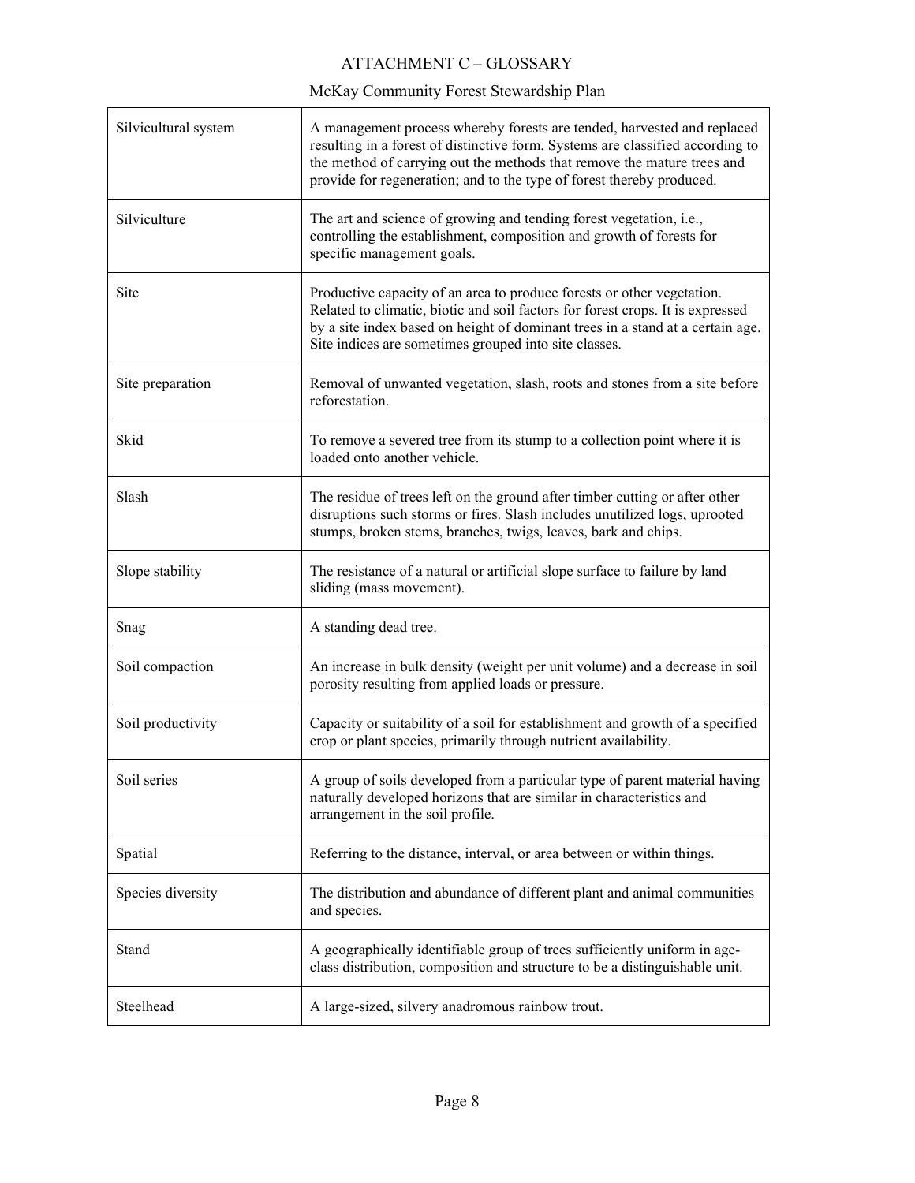| Term | Definition |
|---|---|
| Silvicultural system | A management process whereby forests are tended, harvested and replaced resulting in a forest of distinctive form. Systems are classified according to the method of carrying out the methods that remove the mature trees and provide for regeneration; and to the type of forest thereby produced. |
| Silviculture | The art and science of growing and tending forest vegetation, i.e., controlling the establishment, composition and growth of forests for specific management goals. |
| Site | Productive capacity of an area to produce forests or other vegetation. Related to climatic, biotic and soil factors for forest crops. It is expressed by a site index based on height of dominant trees in a stand at a certain age. Site indices are sometimes grouped into site classes. |
| Site preparation | Removal of unwanted vegetation, slash, roots and stones from a site before reforestation. |
| Skid | To remove a severed tree from its stump to a collection point where it is loaded onto another vehicle. |
| Slash | The residue of trees left on the ground after timber cutting or after other disruptions such storms or fires. Slash includes unutilized logs, uprooted stumps, broken stems, branches, twigs, leaves, bark and chips. |
| Slope stability | The resistance of a natural or artificial slope surface to failure by land sliding (mass movement). |
| Snag | A standing dead tree. |
| Soil compaction | An increase in bulk density (weight per unit volume) and a decrease in soil porosity resulting from applied loads or pressure. |
| Soil productivity | Capacity or suitability of a soil for establishment and growth of a specified crop or plant species, primarily through nutrient availability. |
| Soil series | A group of soils developed from a particular type of parent material having naturally developed horizons that are similar in characteristics and arrangement in the soil profile. |
| Spatial | Referring to the distance, interval, or area between or within things. |
| Species diversity | The distribution and abundance of different plant and animal communities and species. |
| Stand | A geographically identifiable group of trees sufficiently uniform in age-class distribution, composition and structure to be a distinguishable unit. |
| Steelhead | A large-sized, silvery anadromous rainbow trout. |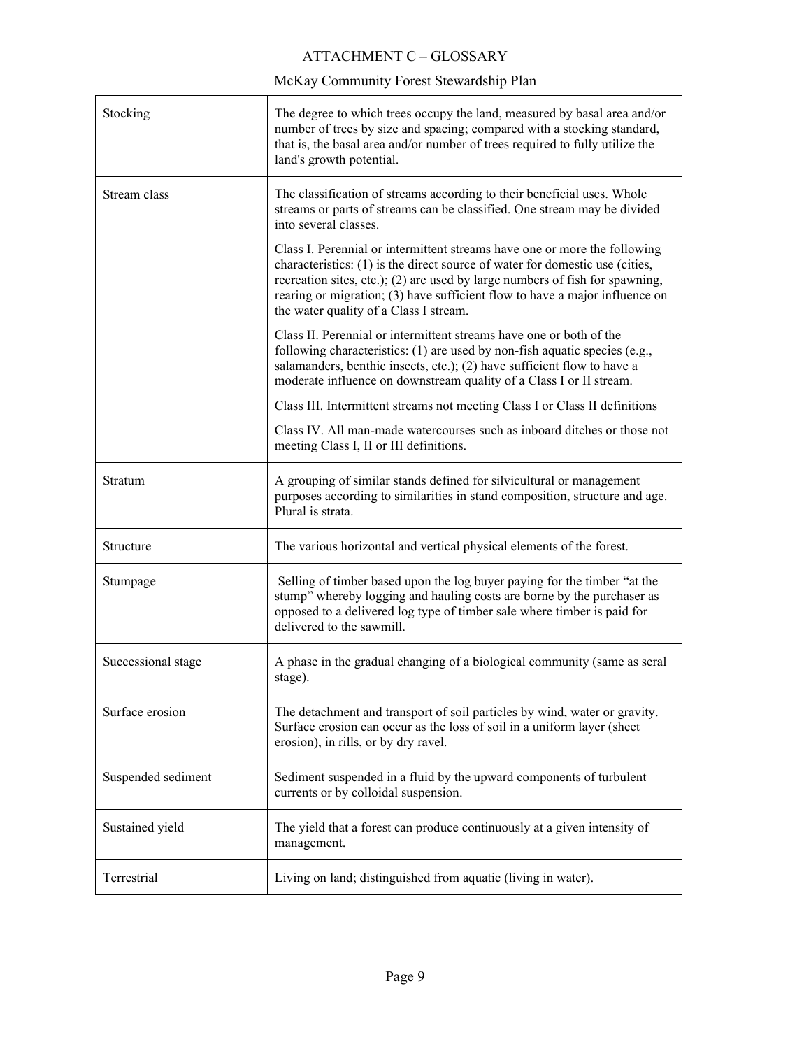| Term | Definition |
|---|---|
| Stocking | The degree to which trees occupy the land, measured by basal area and/or number of trees by size and spacing; compared with a stocking standard, that is, the basal area and/or number of trees required to fully utilize the land's growth potential. |
| Stream class | The classification of streams according to their beneficial uses. Whole streams or parts of streams can be classified. One stream may be divided into several classes.<br><br>Class I. Perennial or intermittent streams have one or more the following characteristics: (1) is the direct source of water for domestic use (cities, recreation sites, etc.); (2) are used by large numbers of fish for spawning, rearing or migration; (3) have sufficient flow to have a major influence on the water quality of a Class I stream.<br><br>Class II. Perennial or intermittent streams have one or both of the following characteristics: (1) are used by non-fish aquatic species (e.g., salamanders, benthic insects, etc.); (2) have sufficient flow to have a moderate influence on downstream quality of a Class I or II stream.<br><br>Class III. Intermittent streams not meeting Class I or Class II definitions<br><br>Class IV. All man-made watercourses such as inboard ditches or those not meeting Class I, II or III definitions. |
| Stratum | A grouping of similar stands defined for silvicultural or management purposes according to similarities in stand composition, structure and age. Plural is strata. |
| Structure | The various horizontal and vertical physical elements of the forest. |
| Stumpage | Selling of timber based upon the log buyer paying for the timber "at the stump" whereby logging and hauling costs are borne by the purchaser as opposed to a delivered log type of timber sale where timber is paid for delivered to the sawmill. |
| Successional stage | A phase in the gradual changing of a biological community (same as seral stage). |
| Surface erosion | The detachment and transport of soil particles by wind, water or gravity. Surface erosion can occur as the loss of soil in a uniform layer (sheet erosion), in rills, or by dry ravel. |
| Suspended sediment | Sediment suspended in a fluid by the upward components of turbulent currents or by colloidal suspension. |
| Sustained yield | The yield that a forest can produce continuously at a given intensity of management. |
| Terrestrial | Living on land; distinguished from aquatic (living in water). |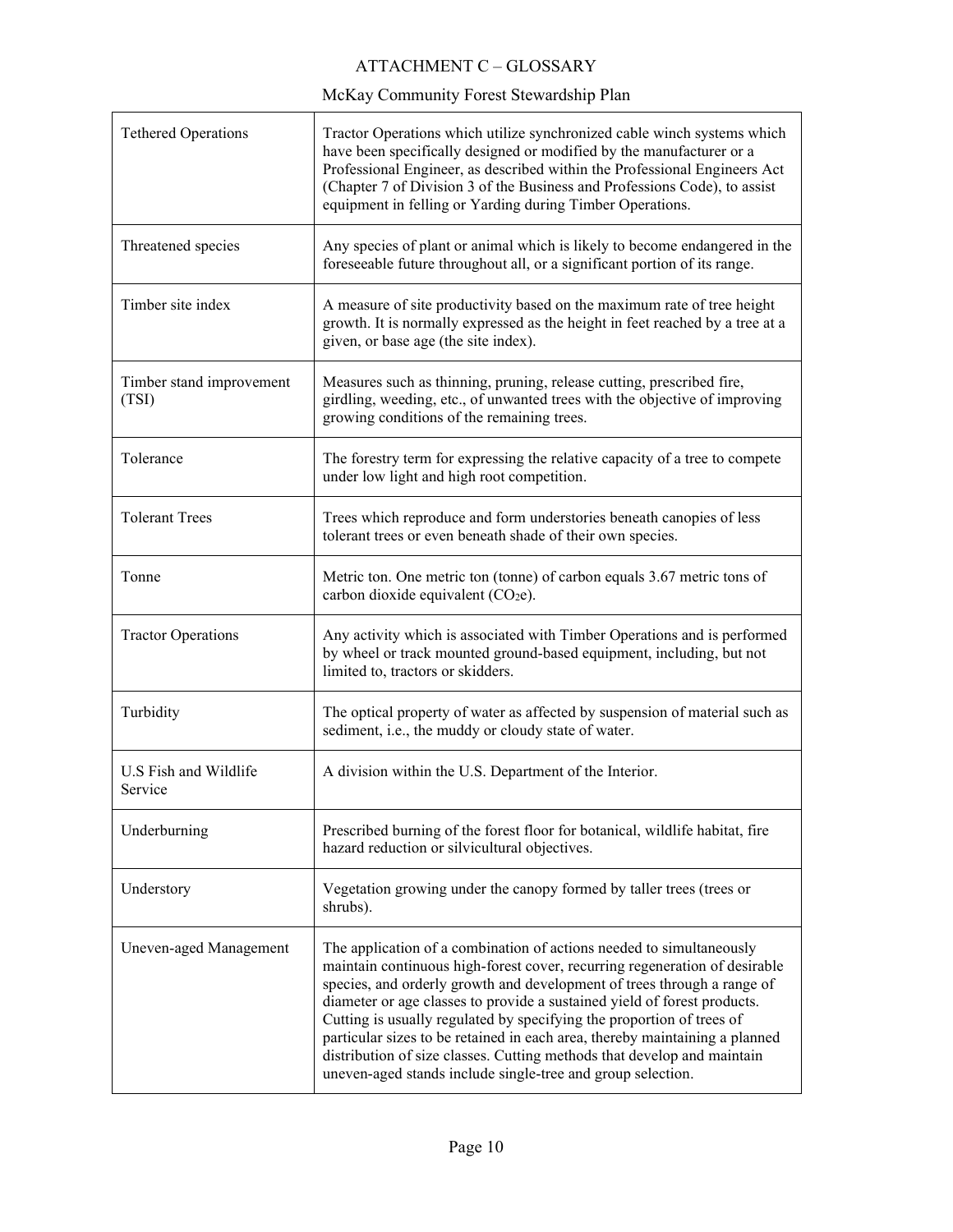| Tethered Operations | Tractor Operations which utilize synchronized cable winch systems which have been specifically designed or modified by the manufacturer or a Professional Engineer, as described within the Professional Engineers Act (Chapter 7 of Division 3 of the Business and Professions Code), to assist equipment in felling or Yarding during Timber Operations. |
|---|---|
| Threatened species | Any species of plant or animal which is likely to become endangered in the foreseeable future throughout all, or a significant portion of its range. |
| Timber site index | A measure of site productivity based on the maximum rate of tree height growth. It is normally expressed as the height in feet reached by a tree at a given, or base age (the site index). |
| Timber stand improvement (TSI) | Measures such as thinning, pruning, release cutting, prescribed fire, girdling, weeding, etc., of unwanted trees with the objective of improving growing conditions of the remaining trees. |
| Tolerance | The forestry term for expressing the relative capacity of a tree to compete under low light and high root competition. |
| Tolerant Trees | Trees which reproduce and form understories beneath canopies of less tolerant trees or even beneath shade of their own species. |
| Tonne | Metric ton. One metric ton (tonne) of carbon equals 3.67 metric tons of carbon dioxide equivalent ($CO_2e$). |
| Tractor Operations | Any activity which is associated with Timber Operations and is performed by wheel or track mounted ground-based equipment, including, but not limited to, tractors or skidders. |
| Turbidity | The optical property of water as affected by suspension of material such as sediment, i.e., the muddy or cloudy state of water. |
| U.S Fish and Wildlife Service | A division within the U.S. Department of the Interior. |
| Underburning | Prescribed burning of the forest floor for botanical, wildlife habitat, fire hazard reduction or silvicultural objectives. |
| Understory | Vegetation growing under the canopy formed by taller trees (trees or shrubs). |
| Uneven-aged Management | The application of a combination of actions needed to simultaneously maintain continuous high-forest cover, recurring regeneration of desirable species, and orderly growth and development of trees through a range of diameter or age classes to provide a sustained yield of forest products. Cutting is usually regulated by specifying the proportion of trees of particular sizes to be retained in each area, thereby maintaining a planned distribution of size classes. Cutting methods that develop and maintain uneven-aged stands include single-tree and group selection. |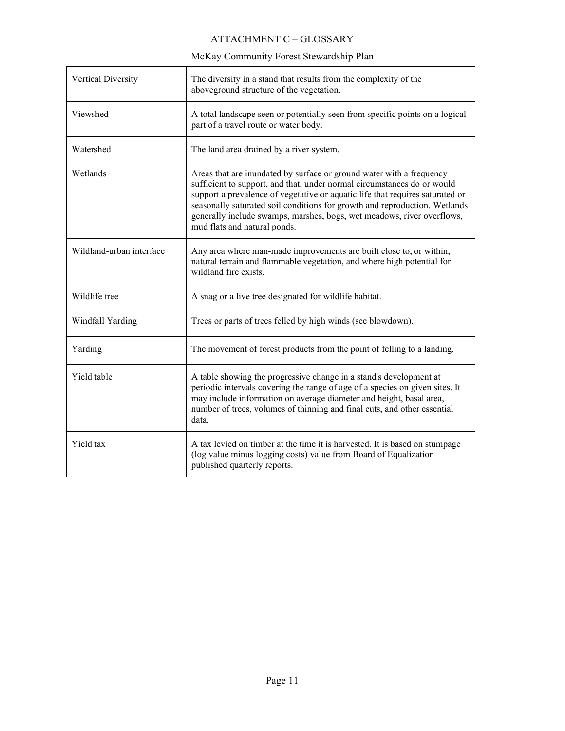| | |
|---|---|
| Vertical Diversity | The diversity in a stand that results from the complexity of the aboveground structure of the vegetation. |
| Viewshed | A total landscape seen or potentially seen from specific points on a logical part of a travel route or water body. |
| Watershed | The land area drained by a river system. |
| Wetlands | Areas that are inundated by surface or ground water with a frequency sufficient to support, and that, under normal circumstances do or would support a prevalence of vegetative or aquatic life that requires saturated or seasonally saturated soil conditions for growth and reproduction. Wetlands generally include swamps, marshes, bogs, wet meadows, river overflows, mud flats and natural ponds. |
| Wildland-urban interface | Any area where man-made improvements are built close to, or within, natural terrain and flammable vegetation, and where high potential for wildland fire exists. |
| Wildlife tree | A snag or a live tree designated for wildlife habitat. |
| Windfall Yarding | Trees or parts of trees felled by high winds (see blowdown). |
| Yarding | The movement of forest products from the point of felling to a landing. |
| Yield table | A table showing the progressive change in a stand's development at periodic intervals covering the range of age of a species on given sites. It may include information on average diameter and height, basal area, number of trees, volumes of thinning and final cuts, and other essential data. |
| Yield tax | A tax levied on timber at the time it is harvested. It is based on stumpage (log value minus logging costs) value from Board of Equalization published quarterly reports. |